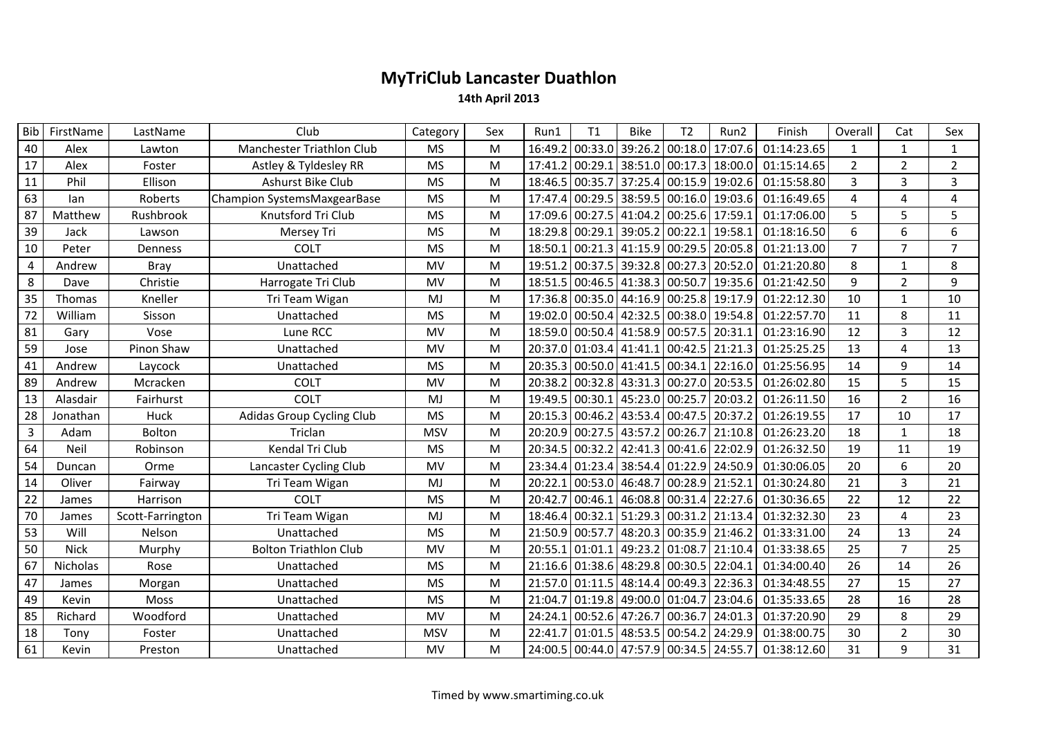# MyTriClub Lancaster Duathlon

**14th April 2013**

| Bib | FirstName | LastName | Club | Category | Sex | Run1 | T1 | Bike | T2 | Run2 | Finish | Overall | Cat | Sex |
|---|---|---|---|---|---|---|---|---|---|---|---|---|---|---|
| 40 | Alex | Lawton | Manchester Triathlon Club | MS | M | 16:49.2 | 00:33.0 | 39:26.2 | 00:18.0 | 17:07.6 | 01:14:23.65 | 1 | 1 | 1 |
| 17 | Alex | Foster | Astley & Tyldesley RR | MS | M | 17:41.2 | 00:29.1 | 38:51.0 | 00:17.3 | 18:00.0 | 01:15:14.65 | 2 | 2 | 2 |
| 11 | Phil | Ellison | Ashurst Bike Club | MS | M | 18:46.5 | 00:35.7 | 37:25.4 | 00:15.9 | 19:02.6 | 01:15:58.80 | 3 | 3 | 3 |
| 63 | Ian | Roberts | Champion SystemsMaxgearBase | MS | M | 17:47.4 | 00:29.5 | 38:59.5 | 00:16.0 | 19:03.6 | 01:16:49.65 | 4 | 4 | 4 |
| 87 | Matthew | Rushbrook | Knutsford Tri Club | MS | M | 17:09.6 | 00:27.5 | 41:04.2 | 00:25.6 | 17:59.1 | 01:17:06.00 | 5 | 5 | 5 |
| 39 | Jack | Lawson | Mersey Tri | MS | M | 18:29.8 | 00:29.1 | 39:05.2 | 00:22.1 | 19:58.1 | 01:18:16.50 | 6 | 6 | 6 |
| 10 | Peter | Denness | COLT | MS | M | 18:50.1 | 00:21.3 | 41:15.9 | 00:29.5 | 20:05.8 | 01:21:13.00 | 7 | 7 | 7 |
| 4 | Andrew | Bray | Unattached | MV | M | 19:51.2 | 00:37.5 | 39:32.8 | 00:27.3 | 20:52.0 | 01:21:20.80 | 8 | 1 | 8 |
| 8 | Dave | Christie | Harrogate Tri Club | MV | M | 18:51.5 | 00:46.5 | 41:38.3 | 00:50.7 | 19:35.6 | 01:21:42.50 | 9 | 2 | 9 |
| 35 | Thomas | Kneller | Tri Team Wigan | MJ | M | 17:36.8 | 00:35.0 | 44:16.9 | 00:25.8 | 19:17.9 | 01:22:12.30 | 10 | 1 | 10 |
| 72 | William | Sisson | Unattached | MS | M | 19:02.0 | 00:50.4 | 42:32.5 | 00:38.0 | 19:54.8 | 01:22:57.70 | 11 | 8 | 11 |
| 81 | Gary | Vose | Lune RCC | MV | M | 18:59.0 | 00:50.4 | 41:58.9 | 00:57.5 | 20:31.1 | 01:23:16.90 | 12 | 3 | 12 |
| 59 | Jose | Pinon Shaw | Unattached | MV | M | 20:37.0 | 01:03.4 | 41:41.1 | 00:42.5 | 21:21.3 | 01:25:25.25 | 13 | 4 | 13 |
| 41 | Andrew | Laycock | Unattached | MS | M | 20:35.3 | 00:50.0 | 41:41.5 | 00:34.1 | 22:16.0 | 01:25:56.95 | 14 | 9 | 14 |
| 89 | Andrew | Mcracken | COLT | MV | M | 20:38.2 | 00:32.8 | 43:31.3 | 00:27.0 | 20:53.5 | 01:26:02.80 | 15 | 5 | 15 |
| 13 | Alasdair | Fairhurst | COLT | MJ | M | 19:49.5 | 00:30.1 | 45:23.0 | 00:25.7 | 20:03.2 | 01:26:11.50 | 16 | 2 | 16 |
| 28 | Jonathan | Huck | Adidas Group Cycling Club | MS | M | 20:15.3 | 00:46.2 | 43:53.4 | 00:47.5 | 20:37.2 | 01:26:19.55 | 17 | 10 | 17 |
| 3 | Adam | Bolton | Triclan | MSV | M | 20:20.9 | 00:27.5 | 43:57.2 | 00:26.7 | 21:10.8 | 01:26:23.20 | 18 | 1 | 18 |
| 64 | Neil | Robinson | Kendal Tri Club | MS | M | 20:34.5 | 00:32.2 | 42:41.3 | 00:41.6 | 22:02.9 | 01:26:32.50 | 19 | 11 | 19 |
| 54 | Duncan | Orme | Lancaster Cycling Club | MV | M | 23:34.4 | 01:23.4 | 38:54.4 | 01:22.9 | 24:50.9 | 01:30:06.05 | 20 | 6 | 20 |
| 14 | Oliver | Fairway | Tri Team Wigan | MJ | M | 20:22.1 | 00:53.0 | 46:48.7 | 00:28.9 | 21:52.1 | 01:30:24.80 | 21 | 3 | 21 |
| 22 | James | Harrison | COLT | MS | M | 20:42.7 | 00:46.1 | 46:08.8 | 00:31.4 | 22:27.6 | 01:30:36.65 | 22 | 12 | 22 |
| 70 | James | Scott-Farrington | Tri Team Wigan | MJ | M | 18:46.4 | 00:32.1 | 51:29.3 | 00:31.2 | 21:13.4 | 01:32:32.30 | 23 | 4 | 23 |
| 53 | Will | Nelson | Unattached | MS | M | 21:50.9 | 00:57.7 | 48:20.3 | 00:35.9 | 21:46.2 | 01:33:31.00 | 24 | 13 | 24 |
| 50 | Nick | Murphy | Bolton Triathlon Club | MV | M | 20:55.1 | 01:01.1 | 49:23.2 | 01:08.7 | 21:10.4 | 01:33:38.65 | 25 | 7 | 25 |
| 67 | Nicholas | Rose | Unattached | MS | M | 21:16.6 | 01:38.6 | 48:29.8 | 00:30.5 | 22:04.1 | 01:34:00.40 | 26 | 14 | 26 |
| 47 | James | Morgan | Unattached | MS | M | 21:57.0 | 01:11.5 | 48:14.4 | 00:49.3 | 22:36.3 | 01:34:48.55 | 27 | 15 | 27 |
| 49 | Kevin | Moss | Unattached | MS | M | 21:04.7 | 01:19.8 | 49:00.0 | 01:04.7 | 23:04.6 | 01:35:33.65 | 28 | 16 | 28 |
| 85 | Richard | Woodford | Unattached | MV | M | 24:24.1 | 00:52.6 | 47:26.7 | 00:36.7 | 24:01.3 | 01:37:20.90 | 29 | 8 | 29 |
| 18 | Tony | Foster | Unattached | MSV | M | 22:41.7 | 01:01.5 | 48:53.5 | 00:54.2 | 24:29.9 | 01:38:00.75 | 30 | 2 | 30 |
| 61 | Kevin | Preston | Unattached | MV | M | 24:00.5 | 00:44.0 | 47:57.9 | 00:34.5 | 24:55.7 | 01:38:12.60 | 31 | 9 | 31 |

Timed by www.smartiming.co.uk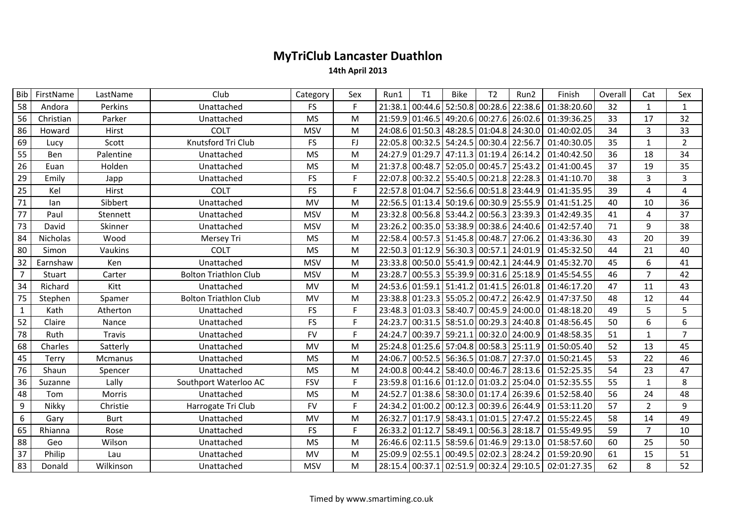# MyTriClub Lancaster Duathlon

**14th April 2013**

| Bib | FirstName | LastName | Club | Category | Sex | Run1 | T1 | Bike | T2 | Run2 | Finish | Overall | Cat | Sex |
|---|---|---|---|---|---|---|---|---|---|---|---|---|---|---|
| 58 | Andora | Perkins | Unattached | FS | F | 21:38.1 | 00:44.6 | 52:50.8 | 00:28.6 | 22:38.6 | 01:38:20.60 | 32 | 1 | 1 |
| 56 | Christian | Parker | Unattached | MS | M | 21:59.9 | 01:46.5 | 49:20.6 | 00:27.6 | 26:02.6 | 01:39:36.25 | 33 | 17 | 32 |
| 86 | Howard | Hirst | COLT | MSV | M | 24:08.6 | 01:50.3 | 48:28.5 | 01:04.8 | 24:30.0 | 01:40:02.05 | 34 | 3 | 33 |
| 69 | Lucy | Scott | Knutsford Tri Club | FS | FJ | 22:05.8 | 00:32.5 | 54:24.5 | 00:30.4 | 22:56.7 | 01:40:30.05 | 35 | 1 | 2 |
| 55 | Ben | Palentine | Unattached | MS | M | 24:27.9 | 01:29.7 | 47:11.3 | 01:19.4 | 26:14.2 | 01:40:42.50 | 36 | 18 | 34 |
| 26 | Euan | Holden | Unattached | MS | M | 21:37.8 | 00:48.7 | 52:05.0 | 00:45.7 | 25:43.2 | 01:41:00.45 | 37 | 19 | 35 |
| 29 | Emily | Japp | Unattached | FS | F | 22:07.8 | 00:32.2 | 55:40.5 | 00:21.8 | 22:28.3 | 01:41:10.70 | 38 | 3 | 3 |
| 25 | Kel | Hirst | COLT | FS | F | 22:57.8 | 01:04.7 | 52:56.6 | 00:51.8 | 23:44.9 | 01:41:35.95 | 39 | 4 | 4 |
| 71 | Ian | Sibbert | Unattached | MV | M | 22:56.5 | 01:13.4 | 50:19.6 | 00:30.9 | 25:55.9 | 01:41:51.25 | 40 | 10 | 36 |
| 77 | Paul | Stennett | Unattached | MSV | M | 23:32.8 | 00:56.8 | 53:44.2 | 00:56.3 | 23:39.3 | 01:42:49.35 | 41 | 4 | 37 |
| 73 | David | Skinner | Unattached | MSV | M | 23:26.2 | 00:35.0 | 53:38.9 | 00:38.6 | 24:40.6 | 01:42:57.40 | 71 | 9 | 38 |
| 84 | Nicholas | Wood | Mersey Tri | MS | M | 22:58.4 | 00:57.3 | 51:45.8 | 00:48.7 | 27:06.2 | 01:43:36.30 | 43 | 20 | 39 |
| 80 | Simon | Vaukins | COLT | MS | M | 22:50.3 | 01:12.9 | 56:30.3 | 00:57.1 | 24:01.9 | 01:45:32.50 | 44 | 21 | 40 |
| 32 | Earnshaw | Ken | Unattached | MSV | M | 23:33.8 | 00:50.0 | 55:41.9 | 00:42.1 | 24:44.9 | 01:45:32.70 | 45 | 6 | 41 |
| 7 | Stuart | Carter | Bolton Triathlon Club | MSV | M | 23:28.7 | 00:55.3 | 55:39.9 | 00:31.6 | 25:18.9 | 01:45:54.55 | 46 | 7 | 42 |
| 34 | Richard | Kitt | Unattached | MV | M | 24:53.6 | 01:59.1 | 51:41.2 | 01:41.5 | 26:01.8 | 01:46:17.20 | 47 | 11 | 43 |
| 75 | Stephen | Spamer | Bolton Triathlon Club | MV | M | 23:38.8 | 01:23.3 | 55:05.2 | 00:47.2 | 26:42.9 | 01:47:37.50 | 48 | 12 | 44 |
| 1 | Kath | Atherton | Unattached | FS | F | 23:48.3 | 01:03.3 | 58:40.7 | 00:45.9 | 24:00.0 | 01:48:18.20 | 49 | 5 | 5 |
| 52 | Claire | Nance | Unattached | FS | F | 24:23.7 | 00:31.5 | 58:51.0 | 00:29.3 | 24:40.8 | 01:48:56.45 | 50 | 6 | 6 |
| 78 | Ruth | Travis | Unattached | FV | F | 24:24.7 | 00:39.7 | 59:21.1 | 00:32.0 | 24:00.9 | 01:48:58.35 | 51 | 1 | 7 |
| 68 | Charles | Satterly | Unattached | MV | M | 25:24.8 | 01:25.6 | 57:04.8 | 00:58.3 | 25:11.9 | 01:50:05.40 | 52 | 13 | 45 |
| 45 | Terry | Mcmanus | Unattached | MS | M | 24:06.7 | 00:52.5 | 56:36.5 | 01:08.7 | 27:37.0 | 01:50:21.45 | 53 | 22 | 46 |
| 76 | Shaun | Spencer | Unattached | MS | M | 24:00.8 | 00:44.2 | 58:40.0 | 00:46.7 | 28:13.6 | 01:52:25.35 | 54 | 23 | 47 |
| 36 | Suzanne | Lally | Southport Waterloo AC | FSV | F | 23:59.8 | 01:16.6 | 01:12.0 | 01:03.2 | 25:04.0 | 01:52:35.55 | 55 | 1 | 8 |
| 48 | Tom | Morris | Unattached | MS | M | 24:52.7 | 01:38.6 | 58:30.0 | 01:17.4 | 26:39.6 | 01:52:58.40 | 56 | 24 | 48 |
| 9 | Nikky | Christie | Harrogate Tri Club | FV | F | 24:34.2 | 01:00.2 | 00:12.3 | 00:39.6 | 26:44.9 | 01:53:11.20 | 57 | 2 | 9 |
| 6 | Gary | Burt | Unattached | MV | M | 26:32.7 | 01:17.9 | 58:43.1 | 01:01.5 | 27:47.2 | 01:55:22.45 | 58 | 14 | 49 |
| 65 | Rhianna | Rose | Unattached | FS | F | 26:33.2 | 01:12.7 | 58:49.1 | 00:56.3 | 28:18.7 | 01:55:49.95 | 59 | 7 | 10 |
| 88 | Geo | Wilson | Unattached | MS | M | 26:46.6 | 02:11.5 | 58:59.6 | 01:46.9 | 29:13.0 | 01:58:57.60 | 60 | 25 | 50 |
| 37 | Philip | Lau | Unattached | MV | M | 25:09.9 | 02:55.1 | 00:49.5 | 02:02.3 | 28:24.2 | 01:59:20.90 | 61 | 15 | 51 |
| 83 | Donald | Wilkinson | Unattached | MSV | M | 28:15.4 | 00:37.1 | 02:51.9 | 00:32.4 | 29:10.5 | 02:01:27.35 | 62 | 8 | 52 |

Timed by www.smartiming.co.uk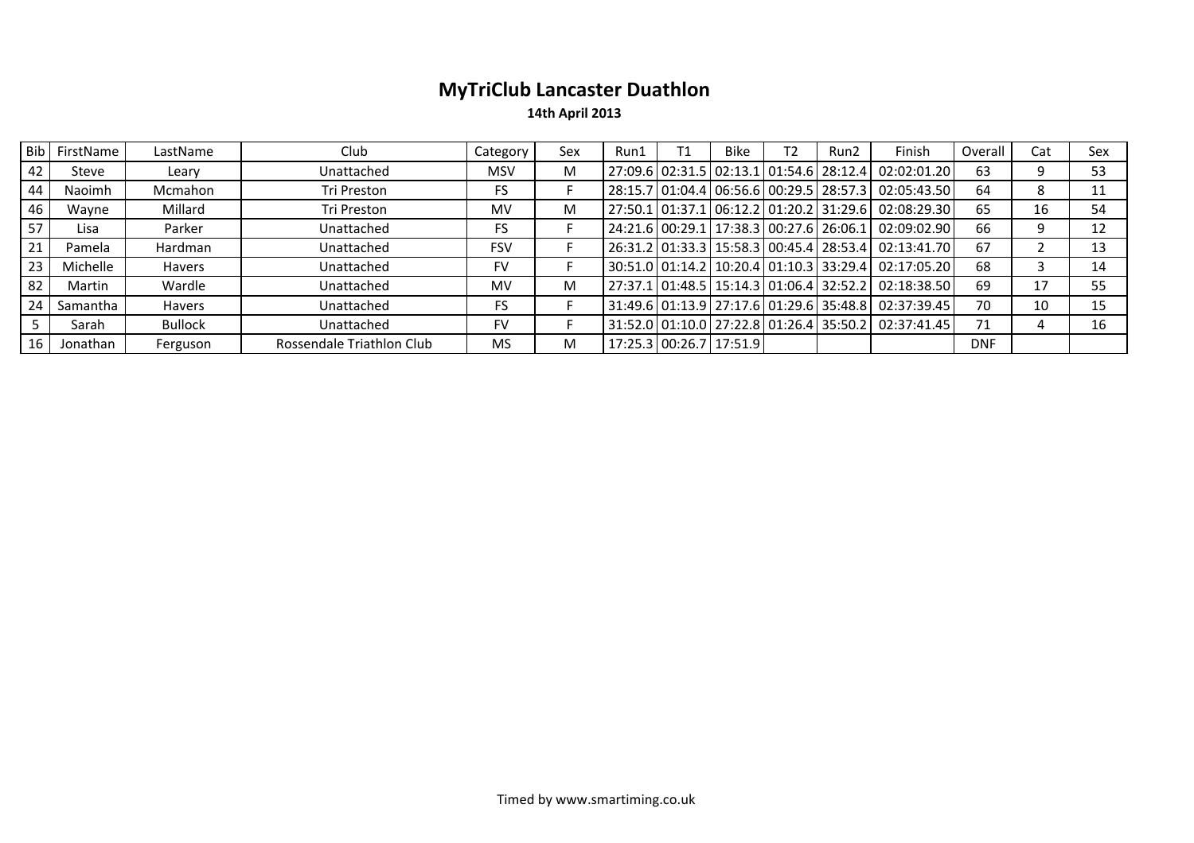# MyTriClub Lancaster Duathlon

**14th April 2013**

| Bib | FirstName | LastName | Club | Category | Sex | Run1 | T1 | Bike | T2 | Run2 | Finish | Overall | Cat | Sex |
|---|---|---|---|---|---|---|---|---|---|---|---|---|---|---|
| 42 | Steve | Leary | Unattached | MSV | M | 27:09.6 | 02:31.5 | 02:13.1 | 01:54.6 | 28:12.4 | 02:02:01.20 | 63 | 9 | 53 |
| 44 | Naoimh | Mcmahon | Tri Preston | FS | F | 28:15.7 | 01:04.4 | 06:56.6 | 00:29.5 | 28:57.3 | 02:05:43.50 | 64 | 8 | 11 |
| 46 | Wayne | Millard | Tri Preston | MV | M | 27:50.1 | 01:37.1 | 06:12.2 | 01:20.2 | 31:29.6 | 02:08:29.30 | 65 | 16 | 54 |
| 57 | Lisa | Parker | Unattached | FS | F | 24:21.6 | 00:29.1 | 17:38.3 | 00:27.6 | 26:06.1 | 02:09:02.90 | 66 | 9 | 12 |
| 21 | Pamela | Hardman | Unattached | FSV | F | 26:31.2 | 01:33.3 | 15:58.3 | 00:45.4 | 28:53.4 | 02:13:41.70 | 67 | 2 | 13 |
| 23 | Michelle | Havers | Unattached | FV | F | 30:51.0 | 01:14.2 | 10:20.4 | 01:10.3 | 33:29.4 | 02:17:05.20 | 68 | 3 | 14 |
| 82 | Martin | Wardle | Unattached | MV | M | 27:37.1 | 01:48.5 | 15:14.3 | 01:06.4 | 32:52.2 | 02:18:38.50 | 69 | 17 | 55 |
| 24 | Samantha | Havers | Unattached | FS | F | 31:49.6 | 01:13.9 | 27:17.6 | 01:29.6 | 35:48.8 | 02:37:39.45 | 70 | 10 | 15 |
| 5 | Sarah | Bullock | Unattached | FV | F | 31:52.0 | 01:10.0 | 27:22.8 | 01:26.4 | 35:50.2 | 02:37:41.45 | 71 | 4 | 16 |
| 16 | Jonathan | Ferguson | Rossendale Triathlon Club | MS | M | 17:25.3 | 00:26.7 | 17:51.9 | | | | DNF | | |

Timed by www.smartiming.co.uk